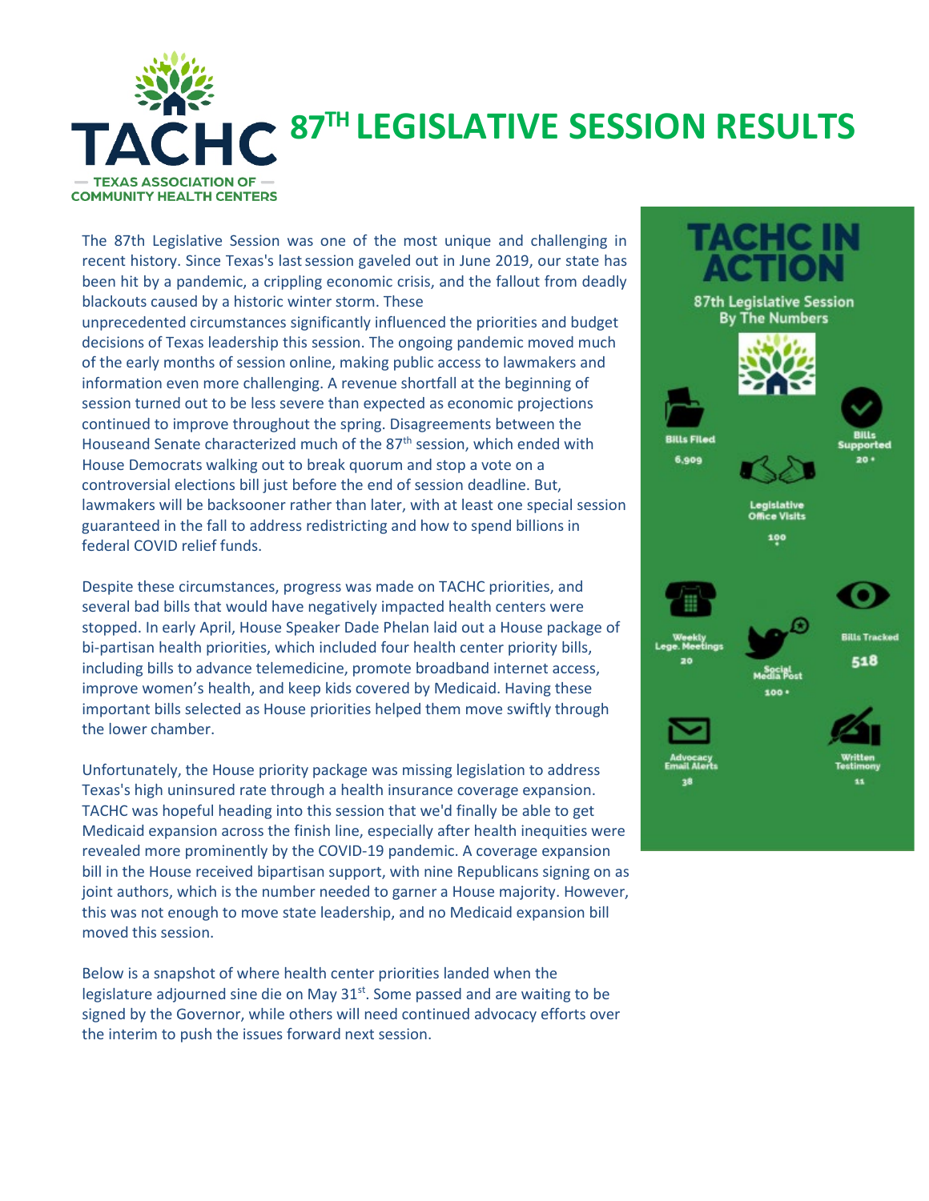# TACHC — TEXAS ASSOCIATION OF COMMUNITY HEALTH CENTERS

# 87TH LEGISLATIVE SESSION RESULTS

The 87th Legislative Session was one of the most unique and challenging in recent history. Since Texas's last session gaveled out in June 2019, our state has been hit by a pandemic, a crippling economic crisis, and the fallout from deadly blackouts caused by a historic winter storm. These unprecedented circumstances significantly influenced the priorities and budget decisions of Texas leadership this session. The ongoing pandemic moved much of the early months of session online, making public access to lawmakers and information even more challenging. A revenue shortfall at the beginning of session turned out to be less severe than expected as economic projections continued to improve throughout the spring. Disagreements between the Houseand Senate characterized much of the 87th session, which ended with House Democrats walking out to break quorum and stop a vote on a controversial elections bill just before the end of session deadline. But, lawmakers will be backsooner rather than later, with at least one special session guaranteed in the fall to address redistricting and how to spend billions in federal COVID relief funds.

Despite these circumstances, progress was made on TACHC priorities, and several bad bills that would have negatively impacted health centers were stopped. In early April, House Speaker Dade Phelan laid out a House package of bi-partisan health priorities, which included four health center priority bills, including bills to advance telemedicine, promote broadband internet access, improve women's health, and keep kids covered by Medicaid. Having these important bills selected as House priorities helped them move swiftly through the lower chamber.

Unfortunately, the House priority package was missing legislation to address Texas's high uninsured rate through a health insurance coverage expansion. TACHC was hopeful heading into this session that we'd finally be able to get Medicaid expansion across the finish line, especially after health inequities were revealed more prominently by the COVID-19 pandemic. A coverage expansion bill in the House received bipartisan support, with nine Republicans signing on as joint authors, which is the number needed to garner a House majority. However, this was not enough to move state leadership, and no Medicaid expansion bill moved this session.

Below is a snapshot of where health center priorities landed when the legislature adjourned sine die on May 31st. Some passed and are waiting to be signed by the Governor, while others will need continued advocacy efforts over the interim to push the issues forward next session.

## TACHC IN ACTION

**87th Legislative Session By The Numbers**

- Bills Filed: 6,909
- Bills Supported: 20+
- Legislative Office Visits: 100
- Weekly Lege. Meetings: 20
- Bills Tracked: 518
- Social Media Post: 100+
- Advocacy Email Alerts: 38
- Written Testimony: 11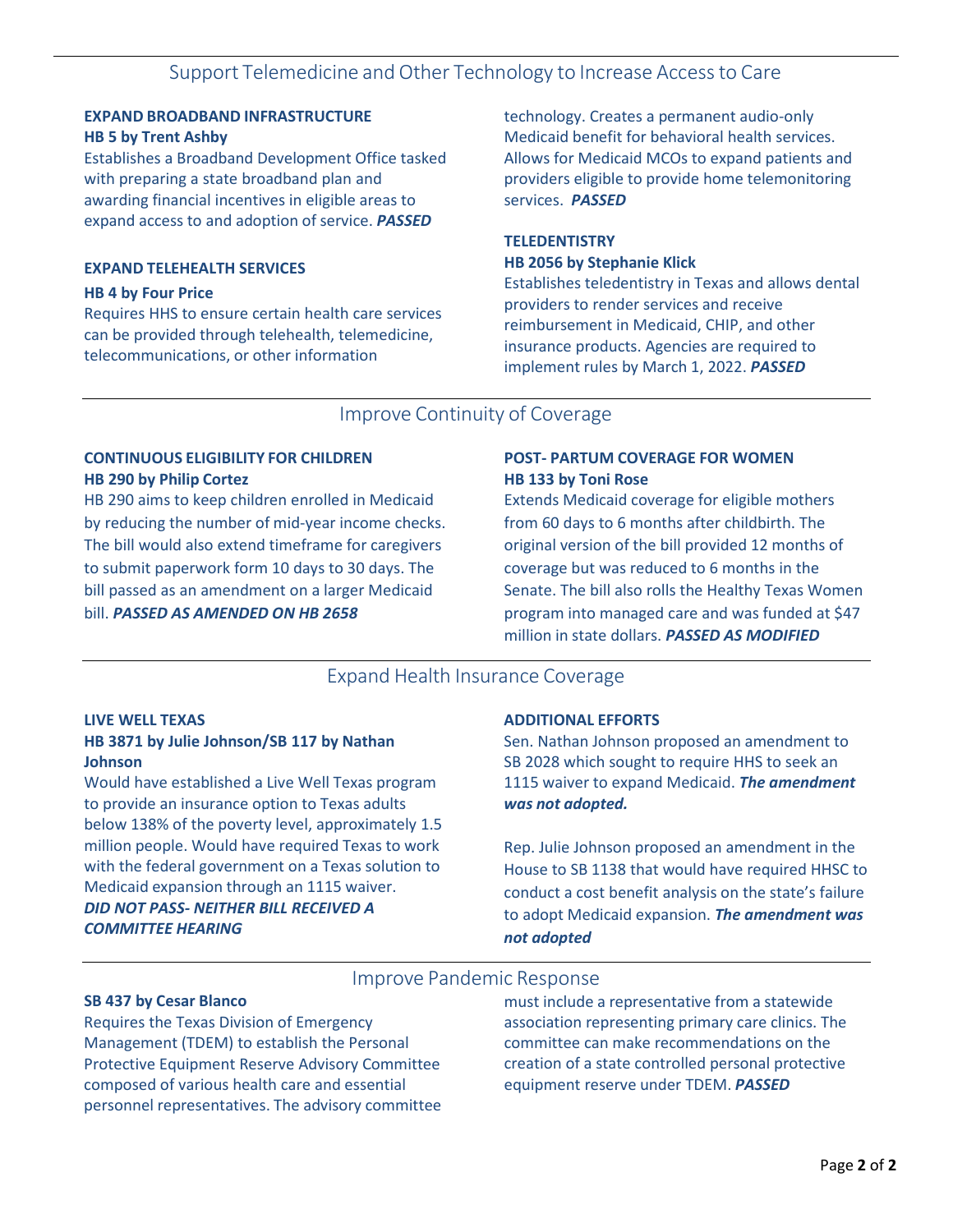## Support Telemedicine and Other Technology to Increase Access to Care

**EXPAND BROADBAND INFRASTRUCTURE**
**HB 5 by Trent Ashby**

Establishes a Broadband Development Office tasked with preparing a state broadband plan and awarding financial incentives in eligible areas to expand access to and adoption of service. ***PASSED***

**EXPAND TELEHEALTH SERVICES**

**HB 4 by Four Price**

Requires HHS to ensure certain health care services can be provided through telehealth, telemedicine, telecommunications, or other information technology. Creates a permanent audio-only Medicaid benefit for behavioral health services. Allows for Medicaid MCOs to expand patients and providers eligible to provide home telemonitoring services. ***PASSED***

**TELEDENTISTRY**

**HB 2056 by Stephanie Klick**

Establishes teledentistry in Texas and allows dental providers to render services and receive reimbursement in Medicaid, CHIP, and other insurance products. Agencies are required to implement rules by March 1, 2022. ***PASSED***

## Improve Continuity of Coverage

**CONTINUOUS ELIGIBILITY FOR CHILDREN**
**HB 290 by Philip Cortez**

HB 290 aims to keep children enrolled in Medicaid by reducing the number of mid-year income checks. The bill would also extend timeframe for caregivers to submit paperwork form 10 days to 30 days. The bill passed as an amendment on a larger Medicaid bill. ***PASSED AS AMENDED ON HB 2658***

**POST- PARTUM COVERAGE FOR WOMEN**
**HB 133 by Toni Rose**

Extends Medicaid coverage for eligible mothers from 60 days to 6 months after childbirth. The original version of the bill provided 12 months of coverage but was reduced to 6 months in the Senate. The bill also rolls the Healthy Texas Women program into managed care and was funded at $47 million in state dollars. ***PASSED AS MODIFIED***

## Expand Health Insurance Coverage

**LIVE WELL TEXAS**
**HB 3871 by Julie Johnson/SB 117 by Nathan Johnson**

Would have established a Live Well Texas program to provide an insurance option to Texas adults below 138% of the poverty level, approximately 1.5 million people. Would have required Texas to work with the federal government on a Texas solution to Medicaid expansion through an 1115 waiver. ***DID NOT PASS- NEITHER BILL RECEIVED A COMMITTEE HEARING***

**ADDITIONAL EFFORTS**

Sen. Nathan Johnson proposed an amendment to SB 2028 which sought to require HHS to seek an 1115 waiver to expand Medicaid. ***The amendment was not adopted.***

Rep. Julie Johnson proposed an amendment in the House to SB 1138 that would have required HHSC to conduct a cost benefit analysis on the state's failure to adopt Medicaid expansion. ***The amendment was not adopted***

## Improve Pandemic Response

**SB 437 by Cesar Blanco**

Requires the Texas Division of Emergency Management (TDEM) to establish the Personal Protective Equipment Reserve Advisory Committee composed of various health care and essential personnel representatives. The advisory committee must include a representative from a statewide association representing primary care clinics. The committee can make recommendations on the creation of a state controlled personal protective equipment reserve under TDEM. ***PASSED***